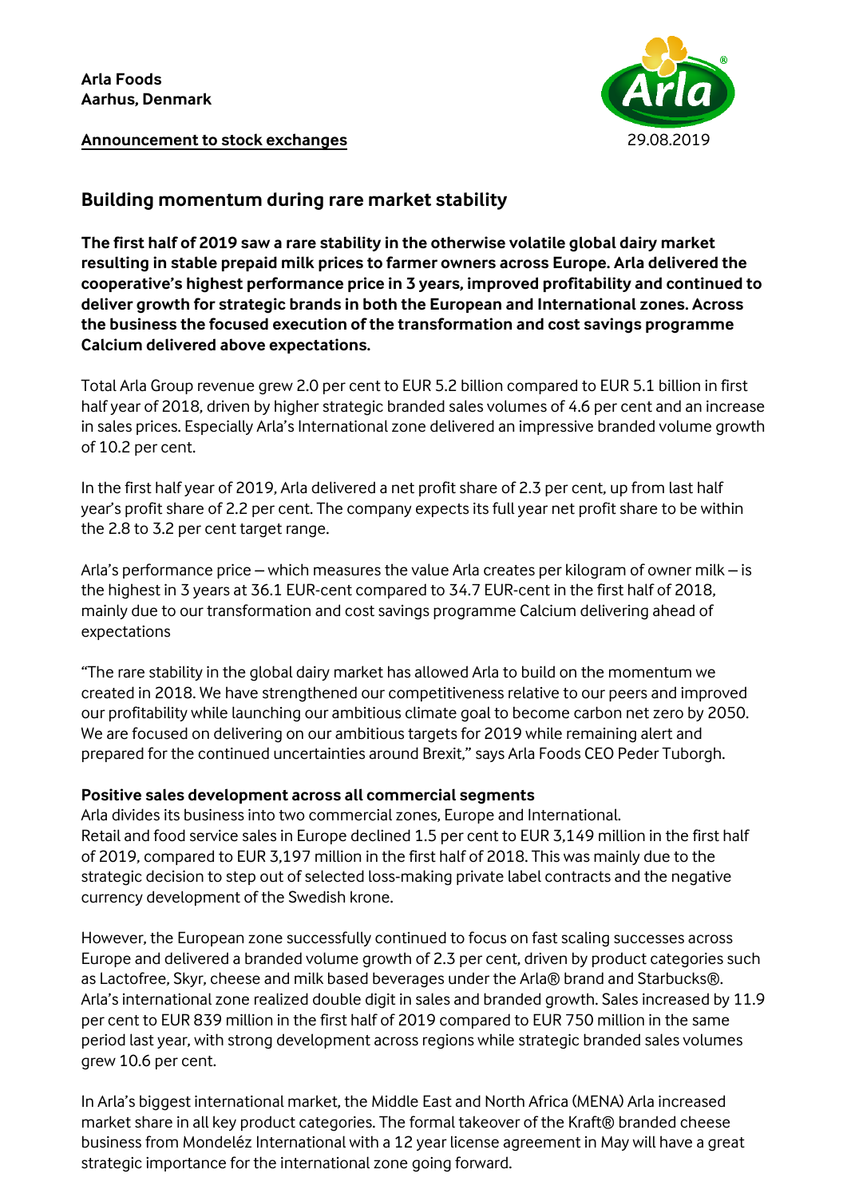**Arla Foods**
**Aarhus, Denmark**

**Announcement to stock exchanges**

29.08.2019

## Building momentum during rare market stability

**The first half of 2019 saw a rare stability in the otherwise volatile global dairy market resulting in stable prepaid milk prices to farmer owners across Europe. Arla delivered the cooperative's highest performance price in 3 years, improved profitability and continued to deliver growth for strategic brands in both the European and International zones. Across the business the focused execution of the transformation and cost savings programme Calcium delivered above expectations.**

Total Arla Group revenue grew 2.0 per cent to EUR 5.2 billion compared to EUR 5.1 billion in first half year of 2018, driven by higher strategic branded sales volumes of 4.6 per cent and an increase in sales prices. Especially Arla's International zone delivered an impressive branded volume growth of 10.2 per cent.

In the first half year of 2019, Arla delivered a net profit share of 2.3 per cent, up from last half year's profit share of 2.2 per cent. The company expects its full year net profit share to be within the 2.8 to 3.2 per cent target range.

Arla's performance price – which measures the value Arla creates per kilogram of owner milk – is the highest in 3 years at 36.1 EUR-cent compared to 34.7 EUR-cent in the first half of 2018, mainly due to our transformation and cost savings programme Calcium delivering ahead of expectations

"The rare stability in the global dairy market has allowed Arla to build on the momentum we created in 2018. We have strengthened our competitiveness relative to our peers and improved our profitability while launching our ambitious climate goal to become carbon net zero by 2050. We are focused on delivering on our ambitious targets for 2019 while remaining alert and prepared for the continued uncertainties around Brexit," says Arla Foods CEO Peder Tuborgh.

**Positive sales development across all commercial segments**

Arla divides its business into two commercial zones, Europe and International. Retail and food service sales in Europe declined 1.5 per cent to EUR 3,149 million in the first half of 2019, compared to EUR 3,197 million in the first half of 2018. This was mainly due to the strategic decision to step out of selected loss-making private label contracts and the negative currency development of the Swedish krone.

However, the European zone successfully continued to focus on fast scaling successes across Europe and delivered a branded volume growth of 2.3 per cent, driven by product categories such as Lactofree, Skyr, cheese and milk based beverages under the Arla® brand and Starbucks®. Arla's international zone realized double digit in sales and branded growth. Sales increased by 11.9 per cent to EUR 839 million in the first half of 2019 compared to EUR 750 million in the same period last year, with strong development across regions while strategic branded sales volumes grew 10.6 per cent.

In Arla's biggest international market, the Middle East and North Africa (MENA) Arla increased market share in all key product categories. The formal takeover of the Kraft® branded cheese business from Mondeléz International with a 12 year license agreement in May will have a great strategic importance for the international zone going forward.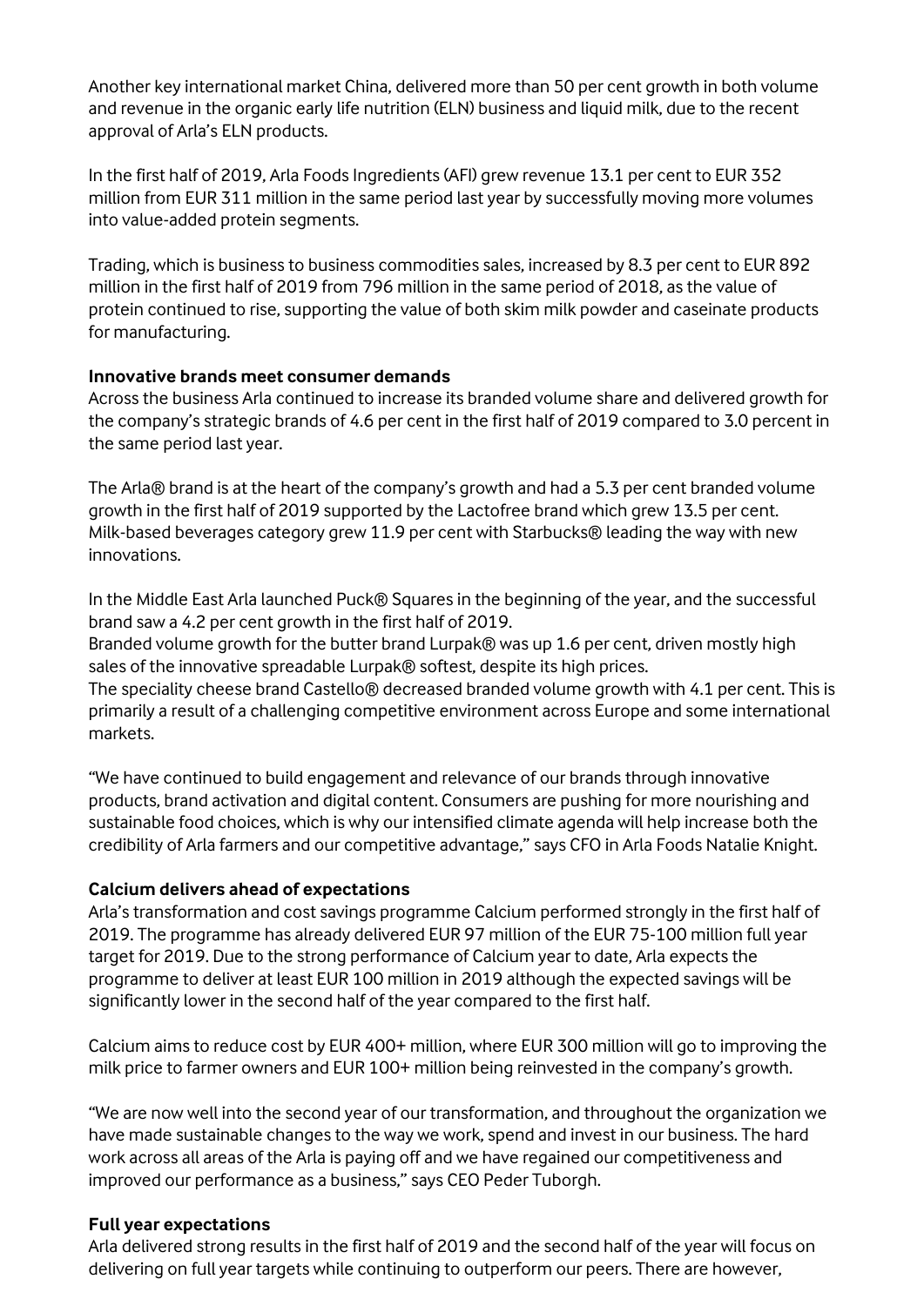Another key international market China, delivered more than 50 per cent growth in both volume and revenue in the organic early life nutrition (ELN) business and liquid milk, due to the recent approval of Arla's ELN products.

In the first half of 2019, Arla Foods Ingredients (AFI) grew revenue 13.1 per cent to EUR 352 million from EUR 311 million in the same period last year by successfully moving more volumes into value-added protein segments.

Trading, which is business to business commodities sales, increased by 8.3 per cent to EUR 892 million in the first half of 2019 from 796 million in the same period of 2018, as the value of protein continued to rise, supporting the value of both skim milk powder and caseinate products for manufacturing.

**Innovative brands meet consumer demands**

Across the business Arla continued to increase its branded volume share and delivered growth for the company's strategic brands of 4.6 per cent in the first half of 2019 compared to 3.0 percent in the same period last year.

The Arla® brand is at the heart of the company's growth and had a 5.3 per cent branded volume growth in the first half of 2019 supported by the Lactofree brand which grew 13.5 per cent. Milk-based beverages category grew 11.9 per cent with Starbucks® leading the way with new innovations.

In the Middle East Arla launched Puck® Squares in the beginning of the year, and the successful brand saw a 4.2 per cent growth in the first half of 2019.
Branded volume growth for the butter brand Lurpak® was up 1.6 per cent, driven mostly high sales of the innovative spreadable Lurpak® softest, despite its high prices.
The speciality cheese brand Castello® decreased branded volume growth with 4.1 per cent. This is primarily a result of a challenging competitive environment across Europe and some international markets.

"We have continued to build engagement and relevance of our brands through innovative products, brand activation and digital content. Consumers are pushing for more nourishing and sustainable food choices, which is why our intensified climate agenda will help increase both the credibility of Arla farmers and our competitive advantage," says CFO in Arla Foods Natalie Knight.

**Calcium delivers ahead of expectations**

Arla's transformation and cost savings programme Calcium performed strongly in the first half of 2019. The programme has already delivered EUR 97 million of the EUR 75-100 million full year target for 2019. Due to the strong performance of Calcium year to date, Arla expects the programme to deliver at least EUR 100 million in 2019 although the expected savings will be significantly lower in the second half of the year compared to the first half.

Calcium aims to reduce cost by EUR 400+ million, where EUR 300 million will go to improving the milk price to farmer owners and EUR 100+ million being reinvested in the company's growth.

"We are now well into the second year of our transformation, and throughout the organization we have made sustainable changes to the way we work, spend and invest in our business. The hard work across all areas of the Arla is paying off and we have regained our competitiveness and improved our performance as a business," says CEO Peder Tuborgh.

**Full year expectations**

Arla delivered strong results in the first half of 2019 and the second half of the year will focus on delivering on full year targets while continuing to outperform our peers. There are however,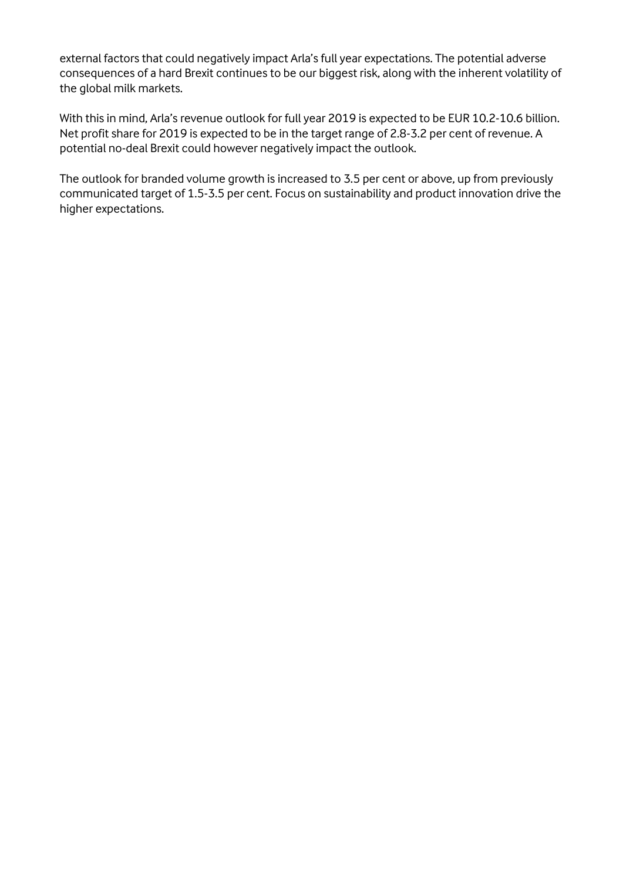external factors that could negatively impact Arla's full year expectations. The potential adverse consequences of a hard Brexit continues to be our biggest risk, along with the inherent volatility of the global milk markets.

With this in mind, Arla's revenue outlook for full year 2019 is expected to be EUR 10.2-10.6 billion. Net profit share for 2019 is expected to be in the target range of 2.8-3.2 per cent of revenue. A potential no-deal Brexit could however negatively impact the outlook.

The outlook for branded volume growth is increased to 3.5 per cent or above, up from previously communicated target of 1.5-3.5 per cent. Focus on sustainability and product innovation drive the higher expectations.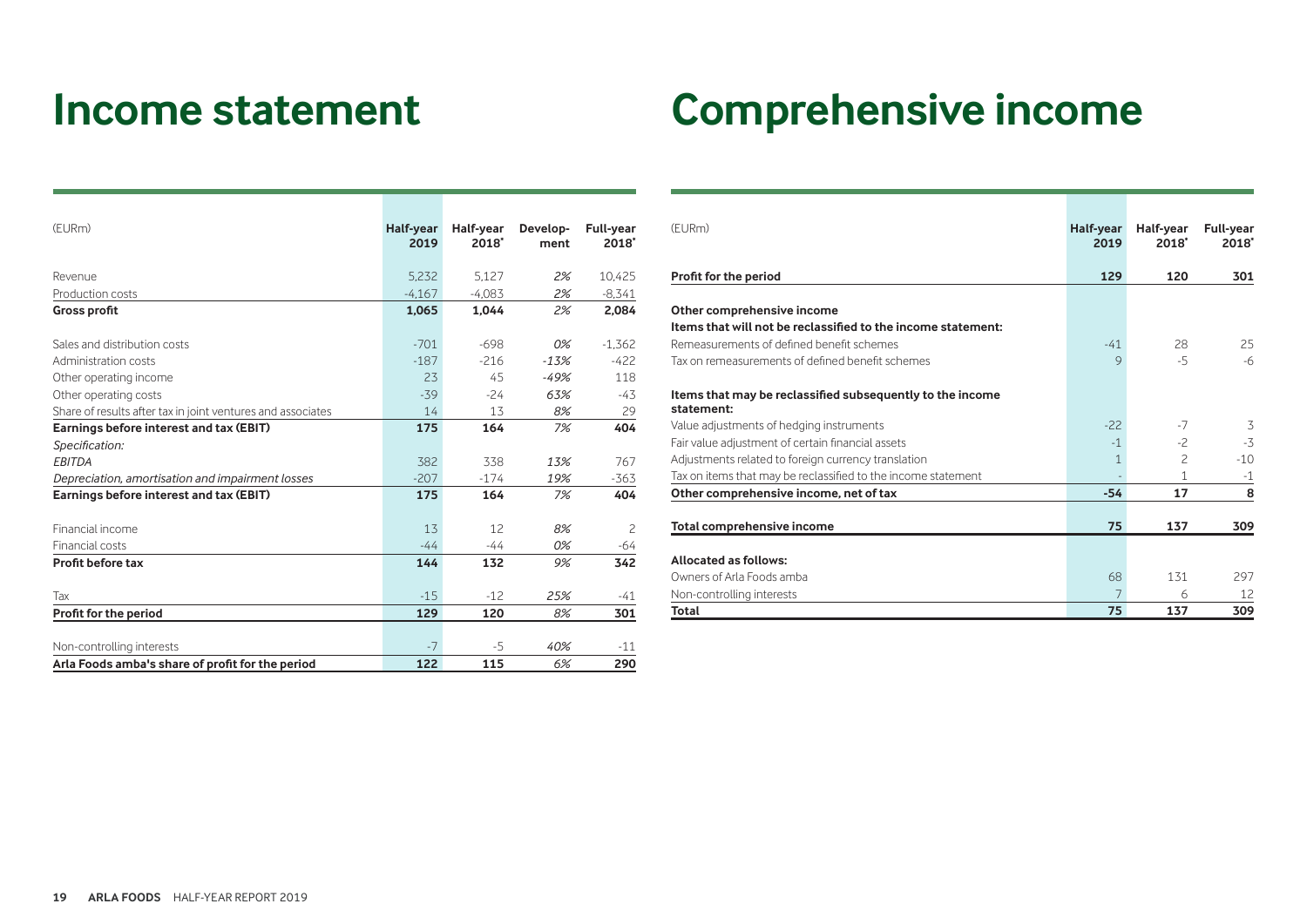# Income statement

| (EURm) | Half-year 2019 | Half-year 2018* | Develop-ment | Full-year 2018* |
|---|---|---|---|---|
| Revenue | 5,232 | 5,127 | *2%* | 10,425 |
| Production costs | -4,167 | -4,083 | *2%* | -8,341 |
| **Gross profit** | **1,065** | **1,044** | *2%* | **2,084** |
| | | | | |
| Sales and distribution costs | -701 | -698 | *0%* | -1,362 |
| Administration costs | -187 | -216 | *-13%* | -422 |
| Other operating income | 23 | 45 | *-49%* | 118 |
| Other operating costs | -39 | -24 | *63%* | -43 |
| Share of results after tax in joint ventures and associates | 14 | 13 | *8%* | 29 |
| **Earnings before interest and tax (EBIT)** | **175** | **164** | *7%* | **404** |
| *Specification:* | | | | |
| *EBITDA* | 382 | 338 | *13%* | 767 |
| *Depreciation, amortisation and impairment losses* | -207 | -174 | *19%* | -363 |
| **Earnings before interest and tax (EBIT)** | **175** | **164** | *7%* | **404** |
| | | | | |
| Financial income | 13 | 12 | *8%* | 2 |
| Financial costs | -44 | -44 | *0%* | -64 |
| **Profit before tax** | **144** | **132** | *9%* | **342** |
| | | | | |
| Tax | -15 | -12 | *25%* | -41 |
| **Profit for the period** | **129** | **120** | *8%* | **301** |
| | | | | |
| Non-controlling interests | -7 | -5 | *40%* | -11 |
| **Arla Foods amba's share of profit for the period** | **122** | **115** | *6%* | **290** |

# Comprehensive income

| (EURm) | Half-year 2019 | Half-year 2018* | Full-year 2018* |
|---|---|---|---|
| **Profit for the period** | **129** | **120** | **301** |
| | | | |
| **Other comprehensive income** | | | |
| **Items that will not be reclassified to the income statement:** | | | |
| Remeasurements of defined benefit schemes | -41 | 28 | 25 |
| Tax on remeasurements of defined benefit schemes | 9 | -5 | -6 |
| | | | |
| **Items that may be reclassified subsequently to the income statement:** | | | |
| Value adjustments of hedging instruments | -22 | -7 | 3 |
| Fair value adjustment of certain financial assets | -1 | -2 | -3 |
| Adjustments related to foreign currency translation | 1 | 2 | -10 |
| Tax on items that may be reclassified to the income statement | - | 1 | -1 |
| **Other comprehensive income, net of tax** | **-54** | **17** | **8** |
| | | | |
| **Total comprehensive income** | **75** | **137** | **309** |
| | | | |
| **Allocated as follows:** | | | |
| Owners of Arla Foods amba | 68 | 131 | 297 |
| Non-controlling interests | 7 | 6 | 12 |
| **Total** | **75** | **137** | **309** |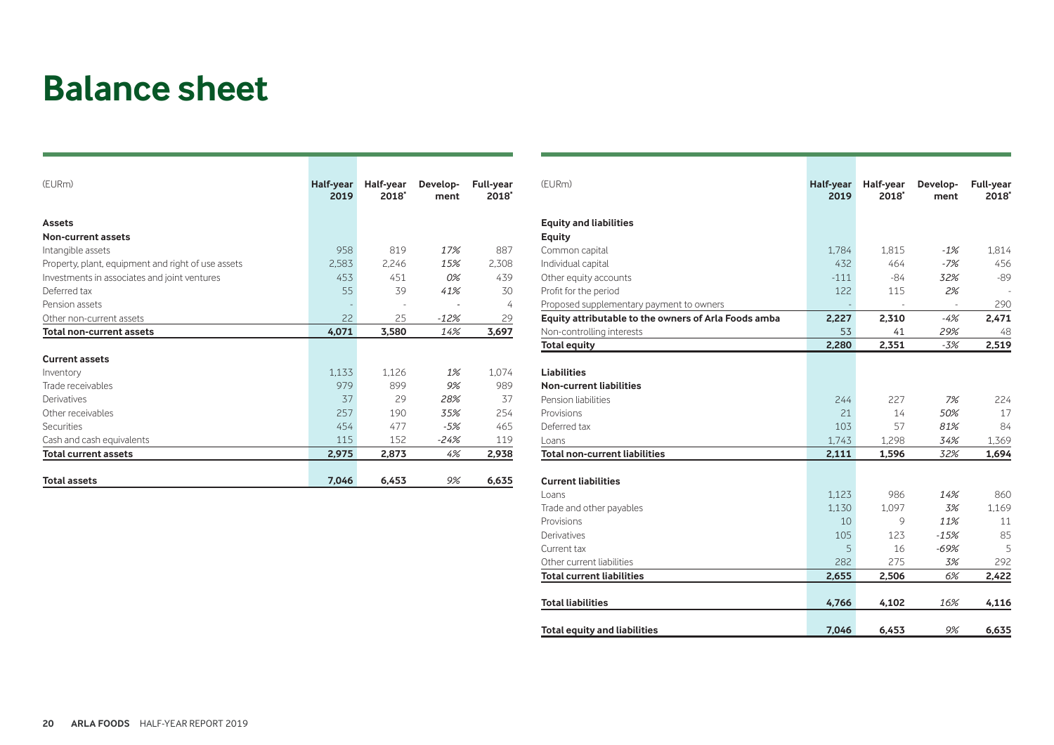# Balance sheet

| (EURm) | Half-year 2019 | Half-year 2018* | Develop-ment | Full-year 2018* |
|---|---|---|---|---|
| **Assets** | | | | |
| **Non-current assets** | | | | |
| Intangible assets | 958 | 819 | *17%* | 887 |
| Property, plant, equipment and right of use assets | 2,583 | 2,246 | *15%* | 2,308 |
| Investments in associates and joint ventures | 453 | 451 | *0%* | 439 |
| Deferred tax | 55 | 39 | *41%* | 30 |
| Pension assets | - | - | - | 4 |
| Other non-current assets | 22 | 25 | *-12%* | 29 |
| **Total non-current assets** | **4,071** | **3,580** | *14%* | **3,697** |
| **Current assets** | | | | |
| Inventory | 1,133 | 1,126 | *1%* | 1,074 |
| Trade receivables | 979 | 899 | *9%* | 989 |
| Derivatives | 37 | 29 | *28%* | 37 |
| Other receivables | 257 | 190 | *35%* | 254 |
| Securities | 454 | 477 | *-5%* | 465 |
| Cash and cash equivalents | 115 | 152 | *-24%* | 119 |
| **Total current assets** | **2,975** | **2,873** | *4%* | **2,938** |
| **Total assets** | **7,046** | **6,453** | *9%* | **6,635** |

| (EURm) | Half-year 2019 | Half-year 2018* | Develop-ment | Full-year 2018* |
|---|---|---|---|---|
| **Equity and liabilities** | | | | |
| **Equity** | | | | |
| Common capital | 1,784 | 1,815 | *-1%* | 1,814 |
| Individual capital | 432 | 464 | *-7%* | 456 |
| Other equity accounts | -111 | -84 | *32%* | -89 |
| Profit for the period | 122 | 115 | *2%* | - |
| Proposed supplementary payment to owners | - | - | - | 290 |
| **Equity attributable to the owners of Arla Foods amba** | **2,227** | **2,310** | *-4%* | **2,471** |
| Non-controlling interests | 53 | 41 | *29%* | 48 |
| **Total equity** | **2,280** | **2,351** | *-3%* | **2,519** |
| **Liabilities** | | | | |
| **Non-current liabilities** | | | | |
| Pension liabilities | 244 | 227 | *7%* | 224 |
| Provisions | 21 | 14 | *50%* | 17 |
| Deferred tax | 103 | 57 | *81%* | 84 |
| Loans | 1,743 | 1,298 | *34%* | 1,369 |
| **Total non-current liabilities** | **2,111** | **1,596** | *32%* | **1,694** |
| **Current liabilities** | | | | |
| Loans | 1,123 | 986 | *14%* | 860 |
| Trade and other payables | 1,130 | 1,097 | *3%* | 1,169 |
| Provisions | 10 | 9 | *11%* | 11 |
| Derivatives | 105 | 123 | *-15%* | 85 |
| Current tax | 5 | 16 | *-69%* | 5 |
| Other current liabilities | 282 | 275 | *3%* | 292 |
| **Total current liabilities** | **2,655** | **2,506** | *6%* | **2,422** |
| **Total liabilities** | **4,766** | **4,102** | *16%* | **4,116** |
| **Total equity and liabilities** | **7,046** | **6,453** | *9%* | **6,635** |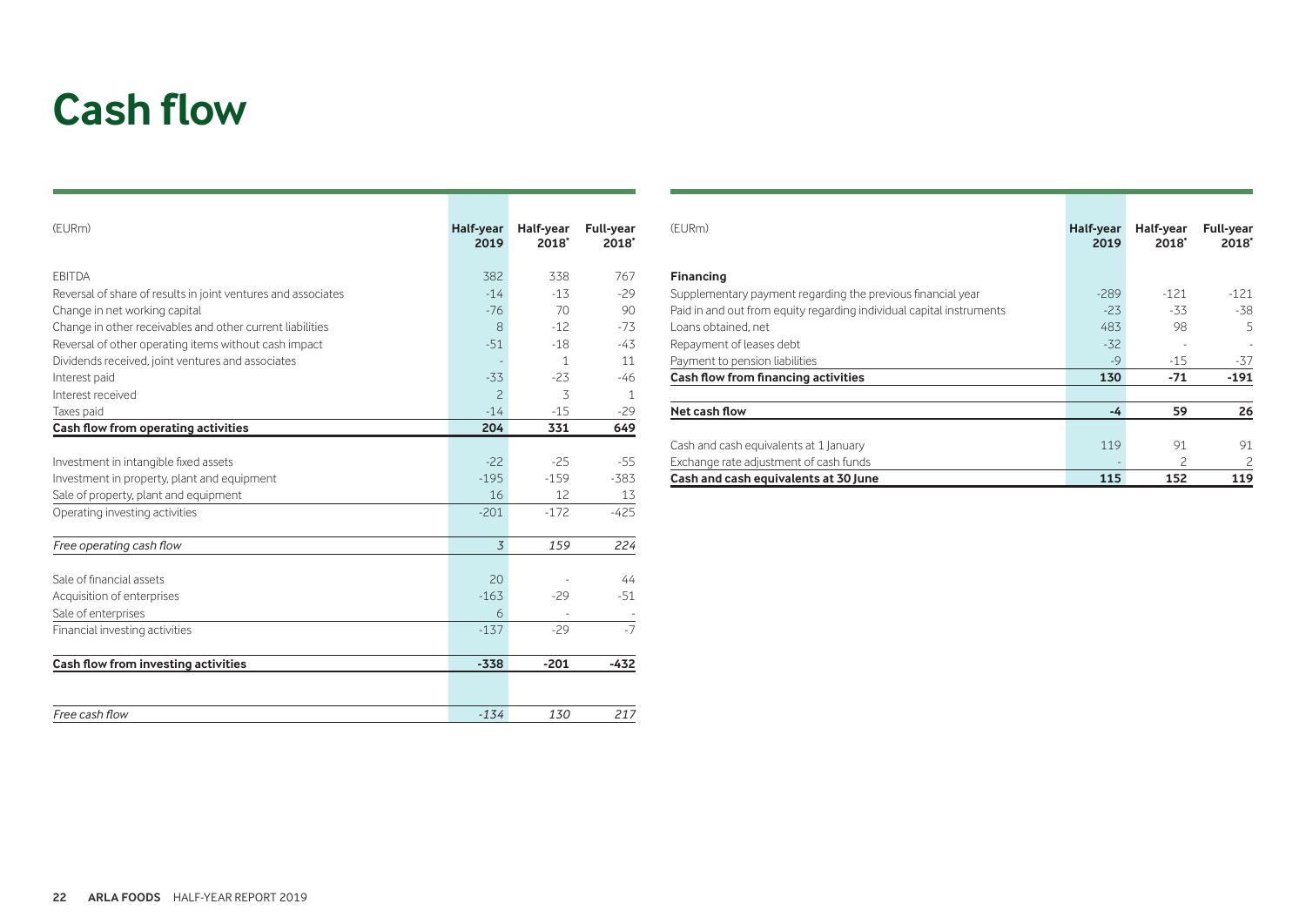# Cash flow

| (EURm) | Half-year 2019 | Half-year 2018* | Full-year 2018* |
|---|---|---|---|
| EBITDA | 382 | 338 | 767 |
| Reversal of share of results in joint ventures and associates | -14 | -13 | -29 |
| Change in net working capital | -76 | 70 | 90 |
| Change in other receivables and other current liabilities | 8 | -12 | -73 |
| Reversal of other operating items without cash impact | -51 | -18 | -43 |
| Dividends received, joint ventures and associates | - | 1 | 11 |
| Interest paid | -33 | -23 | -46 |
| Interest received | 2 | 3 | 1 |
| Taxes paid | -14 | -15 | -29 |
| **Cash flow from operating activities** | **204** | **331** | **649** |
| Investment in intangible fixed assets | -22 | -25 | -55 |
| Investment in property, plant and equipment | -195 | -159 | -383 |
| Sale of property, plant and equipment | 16 | 12 | 13 |
| Operating investing activities | -201 | -172 | -425 |
| *Free operating cash flow* | *3* | *159* | *224* |
| Sale of financial assets | 20 | - | 44 |
| Acquisition of enterprises | -163 | -29 | -51 |
| Sale of enterprises | 6 | - | - |
| Financial investing activities | -137 | -29 | -7 |
| **Cash flow from investing activities** | **-338** | **-201** | **-432** |
| *Free cash flow* | *-134* | *130* | *217* |

| (EURm) | Half-year 2019 | Half-year 2018* | Full-year 2018* |
|---|---|---|---|
| **Financing** | | | |
| Supplementary payment regarding the previous financial year | -289 | -121 | -121 |
| Paid in and out from equity regarding individual capital instruments | -23 | -33 | -38 |
| Loans obtained, net | 483 | 98 | 5 |
| Repayment of leases debt | -32 | - | - |
| Payment to pension liabilities | -9 | -15 | -37 |
| **Cash flow from financing activities** | **130** | **-71** | **-191** |
| **Net cash flow** | **-4** | **59** | **26** |
| Cash and cash equivalents at 1 January | 119 | 91 | 91 |
| Exchange rate adjustment of cash funds | - | 2 | 2 |
| **Cash and cash equivalents at 30 June** | **115** | **152** | **119** |